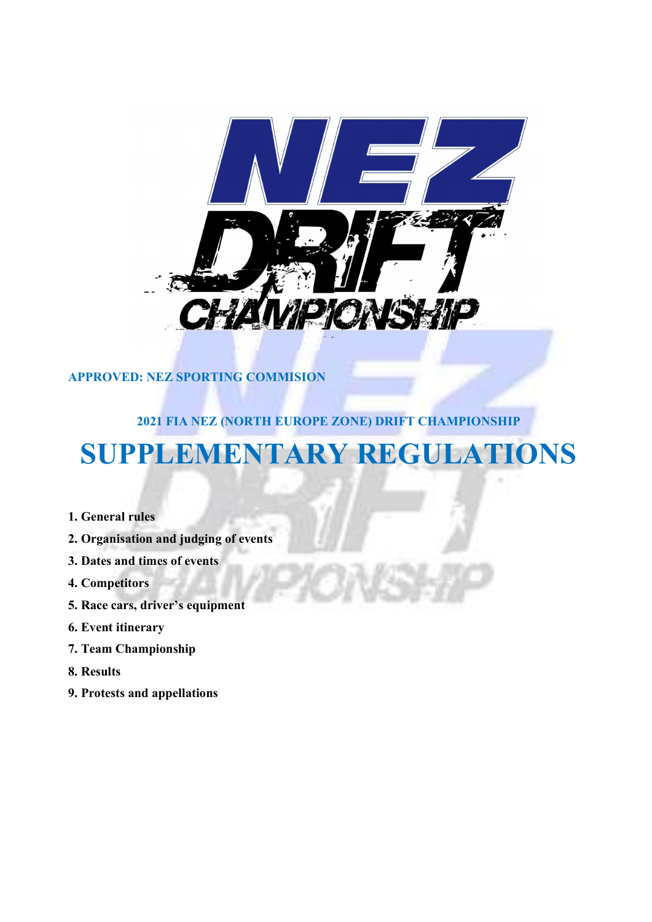**APPROVED: NEZ SPORTING COMMISION**

**2021 FIA NEZ (NORTH EUROPE ZONE) DRIFT CHAMPIONSHIP**

# SUPPLEMENTARY REGULATIONS

1. **General rules**
2. **Organisation and judging of events**
3. **Dates and times of events**
4. **Competitors**
5. **Race cars, driver's equipment**
6. **Event itinerary**
7. **Team Championship**
8. **Results**
9. **Protests and appellations**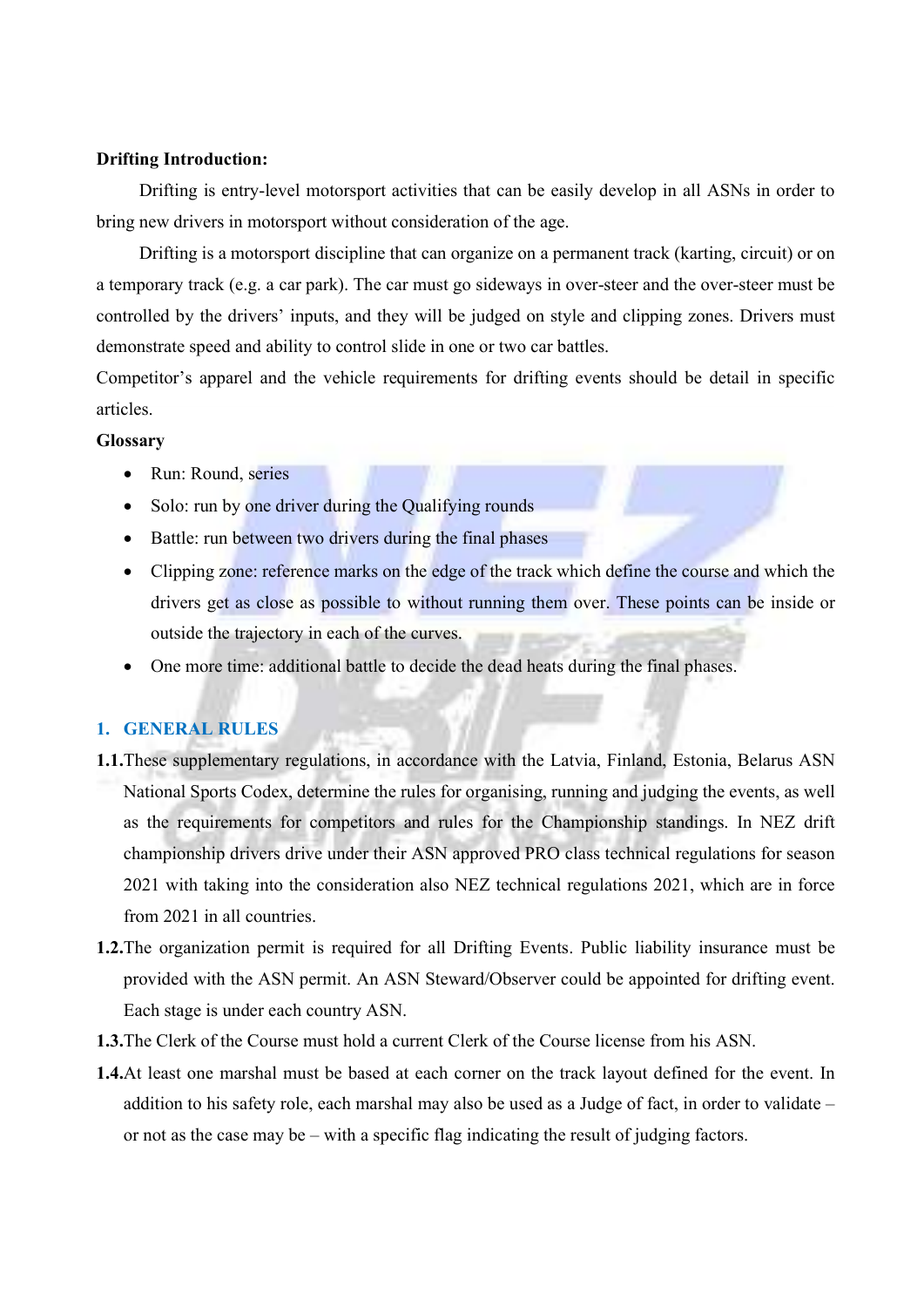**Drifting Introduction:**

Drifting is entry-level motorsport activities that can be easily develop in all ASNs in order to bring new drivers in motorsport without consideration of the age.

Drifting is a motorsport discipline that can organize on a permanent track (karting, circuit) or on a temporary track (e.g. a car park). The car must go sideways in over-steer and the over-steer must be controlled by the drivers' inputs, and they will be judged on style and clipping zones. Drivers must demonstrate speed and ability to control slide in one or two car battles.

Competitor's apparel and the vehicle requirements for drifting events should be detail in specific articles.

**Glossary**

- Run: Round, series
- Solo: run by one driver during the Qualifying rounds
- Battle: run between two drivers during the final phases
- Clipping zone: reference marks on the edge of the track which define the course and which the drivers get as close as possible to without running them over. These points can be inside or outside the trajectory in each of the curves.
- One more time: additional battle to decide the dead heats during the final phases.

## 1. GENERAL RULES

**1.1.** These supplementary regulations, in accordance with the Latvia, Finland, Estonia, Belarus ASN National Sports Codex, determine the rules for organising, running and judging the events, as well as the requirements for competitors and rules for the Championship standings. In NEZ drift championship drivers drive under their ASN approved PRO class technical regulations for season 2021 with taking into the consideration also NEZ technical regulations 2021, which are in force from 2021 in all countries.

**1.2.** The organization permit is required for all Drifting Events. Public liability insurance must be provided with the ASN permit. An ASN Steward/Observer could be appointed for drifting event. Each stage is under each country ASN.

**1.3.** The Clerk of the Course must hold a current Clerk of the Course license from his ASN.

**1.4.** At least one marshal must be based at each corner on the track layout defined for the event. In addition to his safety role, each marshal may also be used as a Judge of fact, in order to validate – or not as the case may be – with a specific flag indicating the result of judging factors.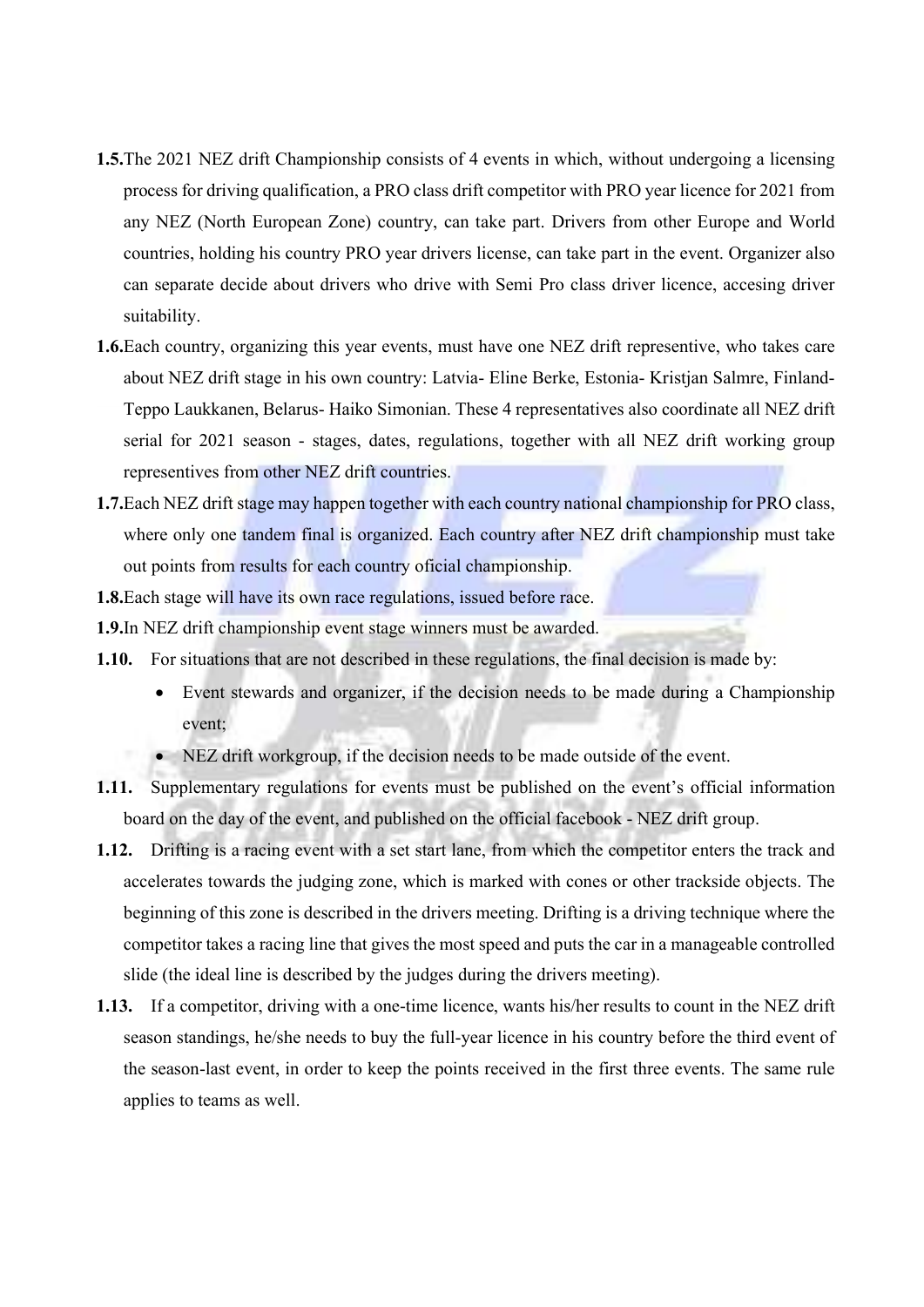**1.5.** The 2021 NEZ drift Championship consists of 4 events in which, without undergoing a licensing process for driving qualification, a PRO class drift competitor with PRO year licence for 2021 from any NEZ (North European Zone) country, can take part. Drivers from other Europe and World countries, holding his country PRO year drivers license, can take part in the event. Organizer also can separate decide about drivers who drive with Semi Pro class driver licence, accesing driver suitability.

**1.6.** Each country, organizing this year events, must have one NEZ drift representive, who takes care about NEZ drift stage in his own country: Latvia- Eline Berke, Estonia- Kristjan Salmre, Finland- Teppo Laukkanen, Belarus- Haiko Simonian. These 4 representatives also coordinate all NEZ drift serial for 2021 season - stages, dates, regulations, together with all NEZ drift working group representives from other NEZ drift countries.

**1.7.** Each NEZ drift stage may happen together with each country national championship for PRO class, where only one tandem final is organized. Each country after NEZ drift championship must take out points from results for each country oficial championship.

**1.8.** Each stage will have its own race regulations, issued before race.

**1.9.** In NEZ drift championship event stage winners must be awarded.

**1.10.** For situations that are not described in these regulations, the final decision is made by:

- Event stewards and organizer, if the decision needs to be made during a Championship event;
- NEZ drift workgroup, if the decision needs to be made outside of the event.

**1.11.** Supplementary regulations for events must be published on the event's official information board on the day of the event, and published on the official facebook - NEZ drift group.

**1.12.** Drifting is a racing event with a set start lane, from which the competitor enters the track and accelerates towards the judging zone, which is marked with cones or other trackside objects. The beginning of this zone is described in the drivers meeting. Drifting is a driving technique where the competitor takes a racing line that gives the most speed and puts the car in a manageable controlled slide (the ideal line is described by the judges during the drivers meeting).

**1.13.** If a competitor, driving with a one-time licence, wants his/her results to count in the NEZ drift season standings, he/she needs to buy the full-year licence in his country before the third event of the season-last event, in order to keep the points received in the first three events. The same rule applies to teams as well.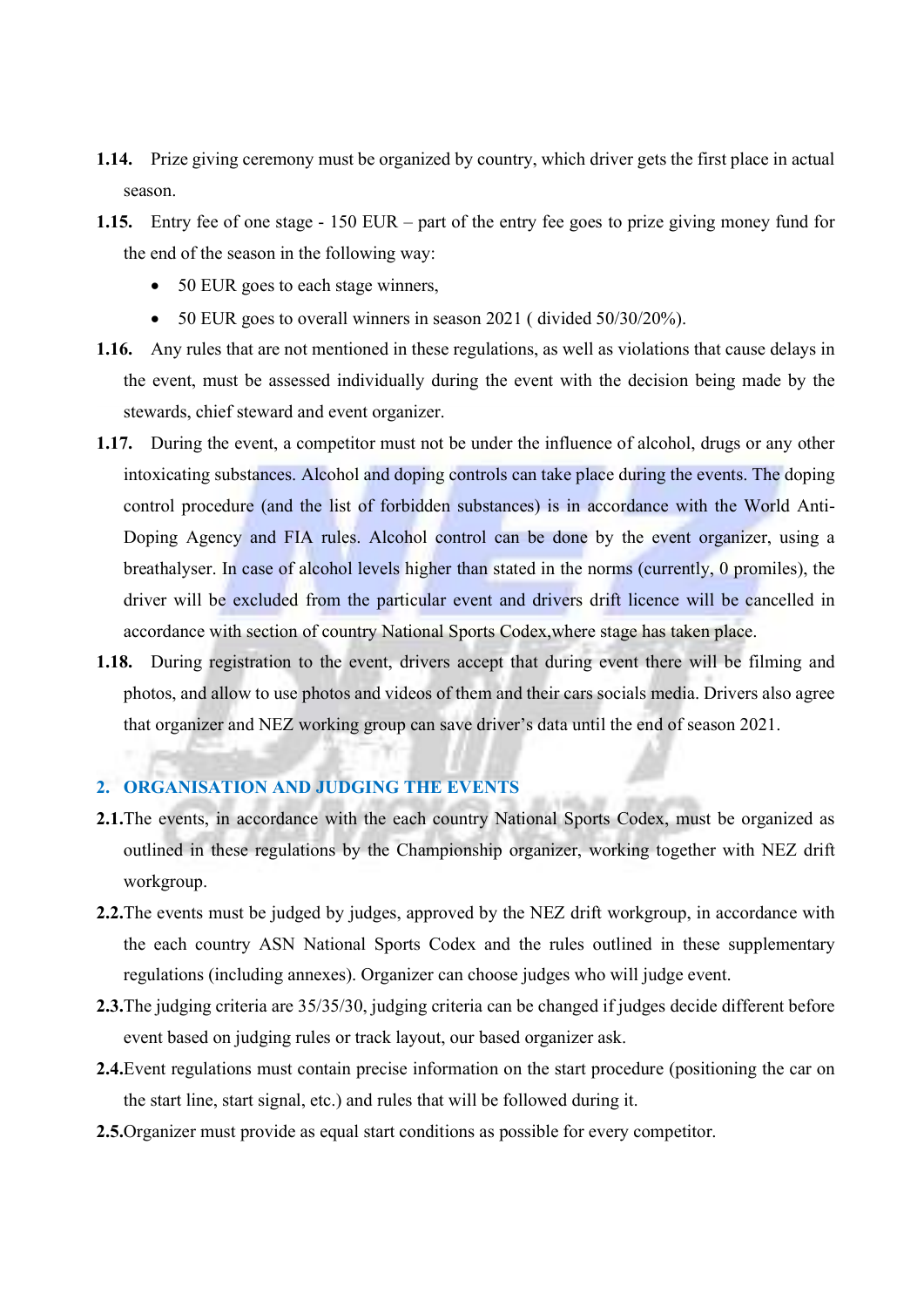**1.14.** Prize giving ceremony must be organized by country, which driver gets the first place in actual season.

**1.15.** Entry fee of one stage - 150 EUR – part of the entry fee goes to prize giving money fund for the end of the season in the following way:

- 50 EUR goes to each stage winners,
- 50 EUR goes to overall winners in season 2021 ( divided 50/30/20%).

**1.16.** Any rules that are not mentioned in these regulations, as well as violations that cause delays in the event, must be assessed individually during the event with the decision being made by the stewards, chief steward and event organizer.

**1.17.** During the event, a competitor must not be under the influence of alcohol, drugs or any other intoxicating substances. Alcohol and doping controls can take place during the events. The doping control procedure (and the list of forbidden substances) is in accordance with the World Anti-Doping Agency and FIA rules. Alcohol control can be done by the event organizer, using a breathalyser. In case of alcohol levels higher than stated in the norms (currently, 0 promiles), the driver will be excluded from the particular event and drivers drift licence will be cancelled in accordance with section of country National Sports Codex,where stage has taken place.

**1.18.** During registration to the event, drivers accept that during event there will be filming and photos, and allow to use photos and videos of them and their cars socials media. Drivers also agree that organizer and NEZ working group can save driver's data until the end of season 2021.

## 2. ORGANISATION AND JUDGING THE EVENTS

**2.1.** The events, in accordance with the each country National Sports Codex, must be organized as outlined in these regulations by the Championship organizer, working together with NEZ drift workgroup.

**2.2.** The events must be judged by judges, approved by the NEZ drift workgroup, in accordance with the each country ASN National Sports Codex and the rules outlined in these supplementary regulations (including annexes). Organizer can choose judges who will judge event.

**2.3.** The judging criteria are 35/35/30, judging criteria can be changed if judges decide different before event based on judging rules or track layout, our based organizer ask.

**2.4.** Event regulations must contain precise information on the start procedure (positioning the car on the start line, start signal, etc.) and rules that will be followed during it.

**2.5.** Organizer must provide as equal start conditions as possible for every competitor.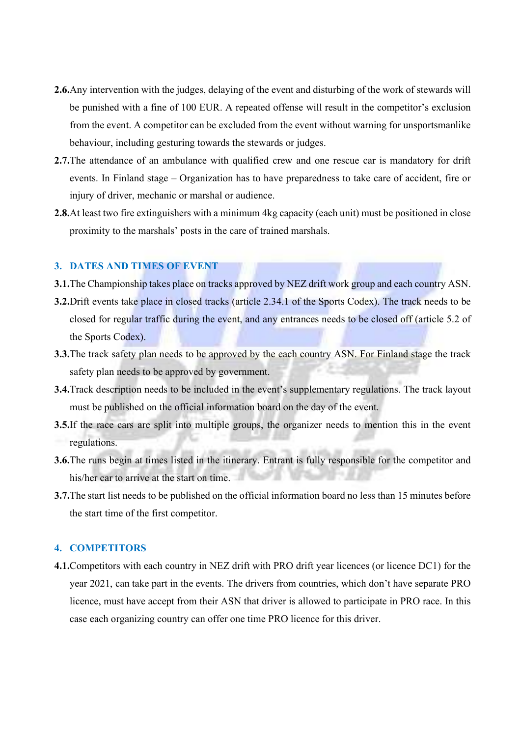**2.6.** Any intervention with the judges, delaying of the event and disturbing of the work of stewards will be punished with a fine of 100 EUR. A repeated offense will result in the competitor's exclusion from the event. A competitor can be excluded from the event without warning for unsportsmanlike behaviour, including gesturing towards the stewards or judges.

**2.7.** The attendance of an ambulance with qualified crew and one rescue car is mandatory for drift events. In Finland stage – Organization has to have preparedness to take care of accident, fire or injury of driver, mechanic or marshal or audience.

**2.8.** At least two fire extinguishers with a minimum 4kg capacity (each unit) must be positioned in close proximity to the marshals' posts in the care of trained marshals.

## 3. DATES AND TIMES OF EVENT

**3.1.** The Championship takes place on tracks approved by NEZ drift work group and each country ASN.

**3.2.** Drift events take place in closed tracks (article 2.34.1 of the Sports Codex). The track needs to be closed for regular traffic during the event, and any entrances needs to be closed off (article 5.2 of the Sports Codex).

**3.3.** The track safety plan needs to be approved by the each country ASN. For Finland stage the track safety plan needs to be approved by government.

**3.4.** Track description needs to be included in the event's supplementary regulations. The track layout must be published on the official information board on the day of the event.

**3.5.** If the race cars are split into multiple groups, the organizer needs to mention this in the event regulations.

**3.6.** The runs begin at times listed in the itinerary. Entrant is fully responsible for the competitor and his/her car to arrive at the start on time.

**3.7.** The start list needs to be published on the official information board no less than 15 minutes before the start time of the first competitor.

## 4. COMPETITORS

**4.1.** Competitors with each country in NEZ drift with PRO drift year licences (or licence DC1) for the year 2021, can take part in the events. The drivers from countries, which don't have separate PRO licence, must have accept from their ASN that driver is allowed to participate in PRO race. In this case each organizing country can offer one time PRO licence for this driver.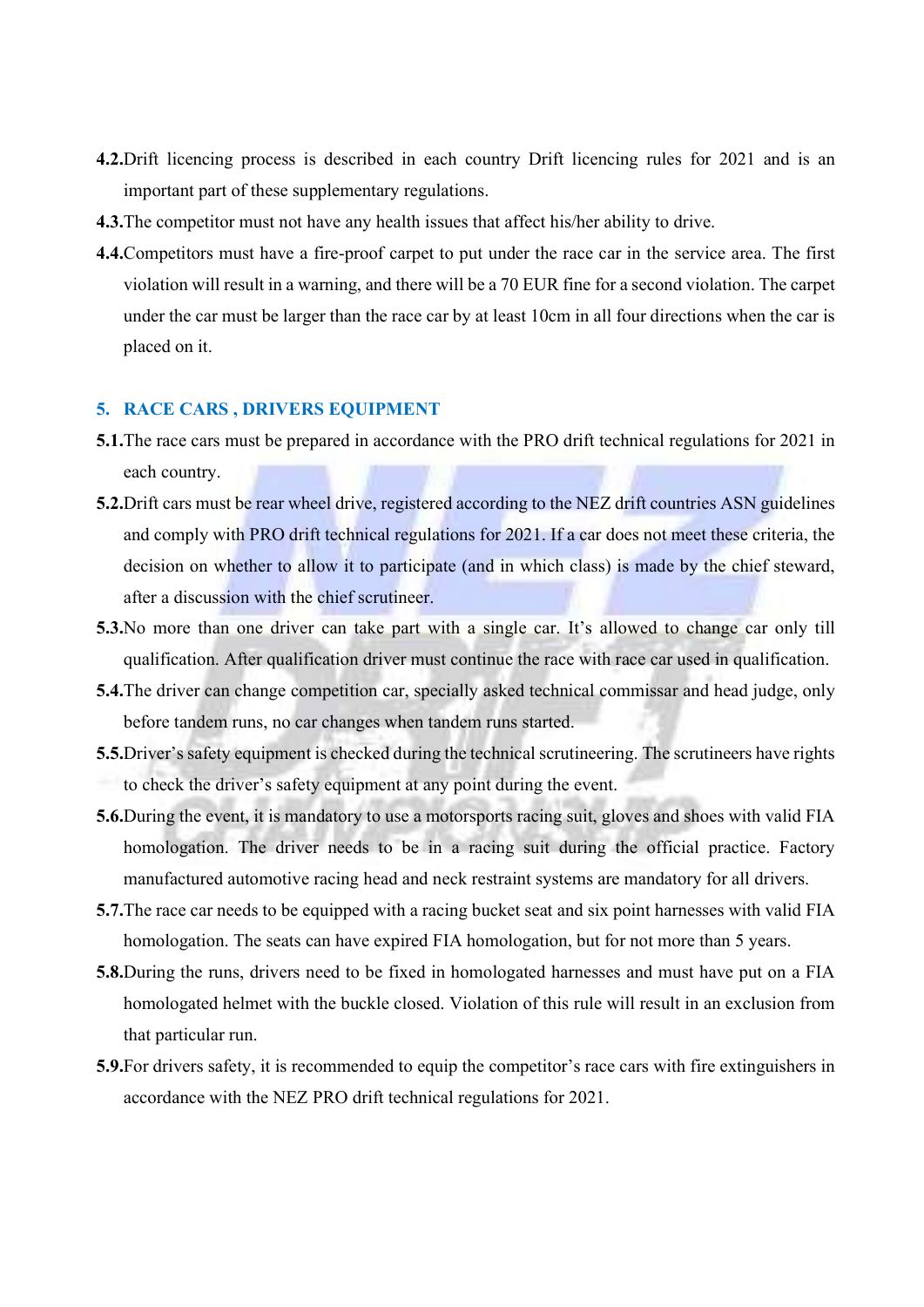**4.2.** Drift licencing process is described in each country Drift licencing rules for 2021 and is an important part of these supplementary regulations.

**4.3.** The competitor must not have any health issues that affect his/her ability to drive.

**4.4.** Competitors must have a fire-proof carpet to put under the race car in the service area. The first violation will result in a warning, and there will be a 70 EUR fine for a second violation. The carpet under the car must be larger than the race car by at least 10cm in all four directions when the car is placed on it.

## 5. RACE CARS , DRIVERS EQUIPMENT

**5.1.** The race cars must be prepared in accordance with the PRO drift technical regulations for 2021 in each country.

**5.2.** Drift cars must be rear wheel drive, registered according to the NEZ drift countries ASN guidelines and comply with PRO drift technical regulations for 2021. If a car does not meet these criteria, the decision on whether to allow it to participate (and in which class) is made by the chief steward, after a discussion with the chief scrutineer.

**5.3.** No more than one driver can take part with a single car. It's allowed to change car only till qualification. After qualification driver must continue the race with race car used in qualification.

**5.4.** The driver can change competition car, specially asked technical commissar and head judge, only before tandem runs, no car changes when tandem runs started.

**5.5.** Driver's safety equipment is checked during the technical scrutineering. The scrutineers have rights to check the driver's safety equipment at any point during the event.

**5.6.** During the event, it is mandatory to use a motorsports racing suit, gloves and shoes with valid FIA homologation. The driver needs to be in a racing suit during the official practice. Factory manufactured automotive racing head and neck restraint systems are mandatory for all drivers.

**5.7.** The race car needs to be equipped with a racing bucket seat and six point harnesses with valid FIA homologation. The seats can have expired FIA homologation, but for not more than 5 years.

**5.8.** During the runs, drivers need to be fixed in homologated harnesses and must have put on a FIA homologated helmet with the buckle closed. Violation of this rule will result in an exclusion from that particular run.

**5.9.** For drivers safety, it is recommended to equip the competitor's race cars with fire extinguishers in accordance with the NEZ PRO drift technical regulations for 2021.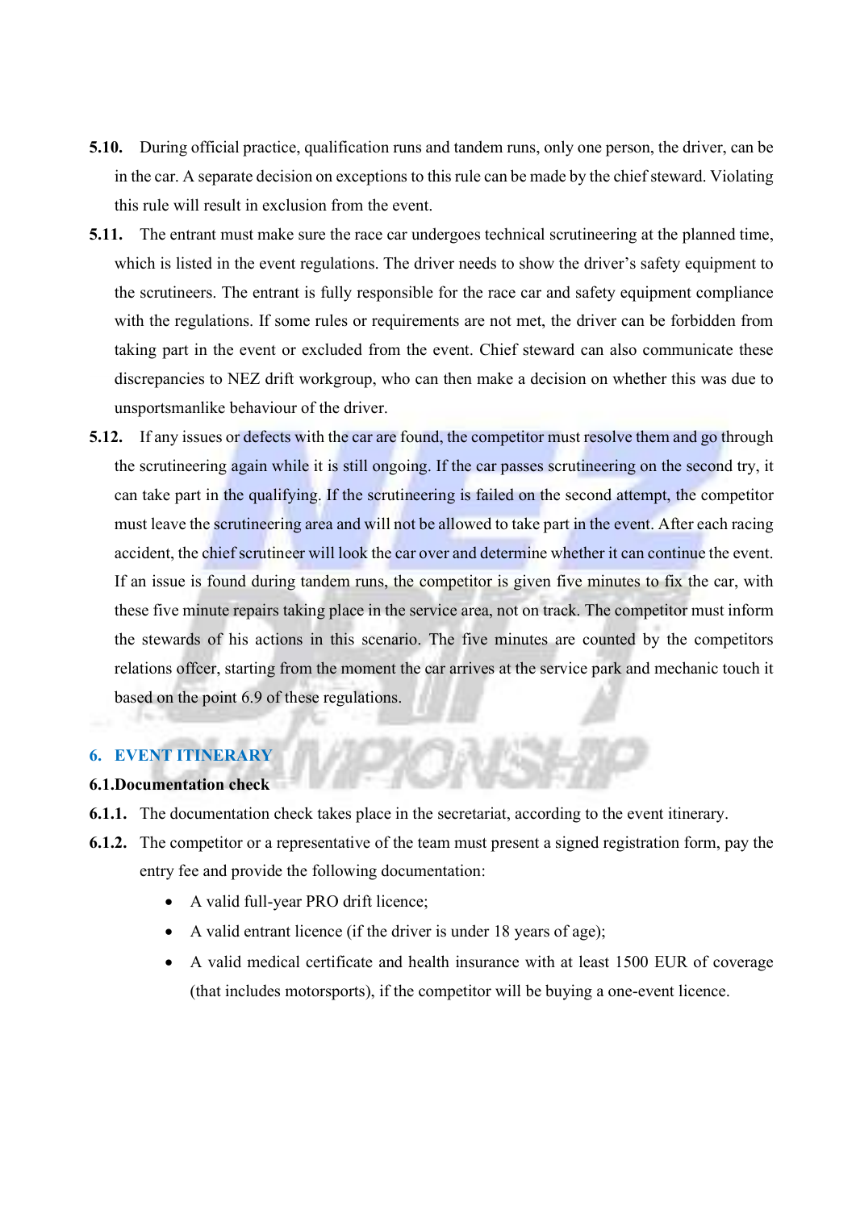**5.10.** During official practice, qualification runs and tandem runs, only one person, the driver, can be in the car. A separate decision on exceptions to this rule can be made by the chief steward. Violating this rule will result in exclusion from the event.

**5.11.** The entrant must make sure the race car undergoes technical scrutineering at the planned time, which is listed in the event regulations. The driver needs to show the driver's safety equipment to the scrutineers. The entrant is fully responsible for the race car and safety equipment compliance with the regulations. If some rules or requirements are not met, the driver can be forbidden from taking part in the event or excluded from the event. Chief steward can also communicate these discrepancies to NEZ drift workgroup, who can then make a decision on whether this was due to unsportsmanlike behaviour of the driver.

**5.12.** If any issues or defects with the car are found, the competitor must resolve them and go through the scrutineering again while it is still ongoing. If the car passes scrutineering on the second try, it can take part in the qualifying. If the scrutineering is failed on the second attempt, the competitor must leave the scrutineering area and will not be allowed to take part in the event. After each racing accident, the chief scrutineer will look the car over and determine whether it can continue the event. If an issue is found during tandem runs, the competitor is given five minutes to fix the car, with these five minute repairs taking place in the service area, not on track. The competitor must inform the stewards of his actions in this scenario. The five minutes are counted by the competitors relations offcer, starting from the moment the car arrives at the service park and mechanic touch it based on the point 6.9 of these regulations.

## 6. EVENT ITINERARY

### 6.1.Documentation check

**6.1.1.** The documentation check takes place in the secretariat, according to the event itinerary.

**6.1.2.** The competitor or a representative of the team must present a signed registration form, pay the entry fee and provide the following documentation:

- A valid full-year PRO drift licence;
- A valid entrant licence (if the driver is under 18 years of age);
- A valid medical certificate and health insurance with at least 1500 EUR of coverage (that includes motorsports), if the competitor will be buying a one-event licence.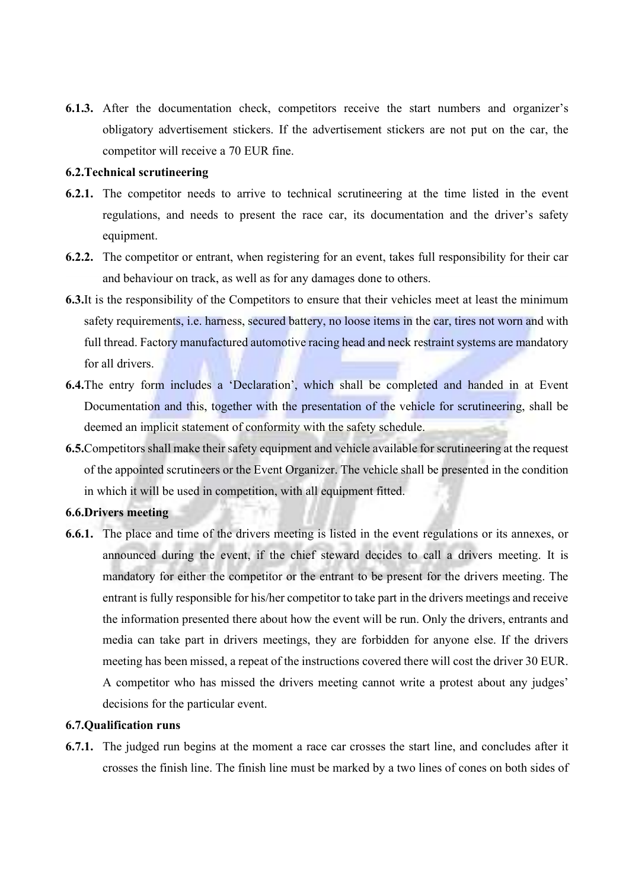**6.1.3.** After the documentation check, competitors receive the start numbers and organizer's obligatory advertisement stickers. If the advertisement stickers are not put on the car, the competitor will receive a 70 EUR fine.

**6.2. Technical scrutineering**

**6.2.1.** The competitor needs to arrive to technical scrutineering at the time listed in the event regulations, and needs to present the race car, its documentation and the driver's safety equipment.

**6.2.2.** The competitor or entrant, when registering for an event, takes full responsibility for their car and behaviour on track, as well as for any damages done to others.

**6.3.** It is the responsibility of the Competitors to ensure that their vehicles meet at least the minimum safety requirements, i.e. harness, secured battery, no loose items in the car, tires not worn and with full thread. Factory manufactured automotive racing head and neck restraint systems are mandatory for all drivers.

**6.4.** The entry form includes a 'Declaration', which shall be completed and handed in at Event Documentation and this, together with the presentation of the vehicle for scrutineering, shall be deemed an implicit statement of conformity with the safety schedule.

**6.5.** Competitors shall make their safety equipment and vehicle available for scrutineering at the request of the appointed scrutineers or the Event Organizer. The vehicle shall be presented in the condition in which it will be used in competition, with all equipment fitted.

**6.6. Drivers meeting**

**6.6.1.** The place and time of the drivers meeting is listed in the event regulations or its annexes, or announced during the event, if the chief steward decides to call a drivers meeting. It is mandatory for either the competitor or the entrant to be present for the drivers meeting. The entrant is fully responsible for his/her competitor to take part in the drivers meetings and receive the information presented there about how the event will be run. Only the drivers, entrants and media can take part in drivers meetings, they are forbidden for anyone else. If the drivers meeting has been missed, a repeat of the instructions covered there will cost the driver 30 EUR. A competitor who has missed the drivers meeting cannot write a protest about any judges' decisions for the particular event.

**6.7. Qualification runs**

**6.7.1.** The judged run begins at the moment a race car crosses the start line, and concludes after it crosses the finish line. The finish line must be marked by a two lines of cones on both sides of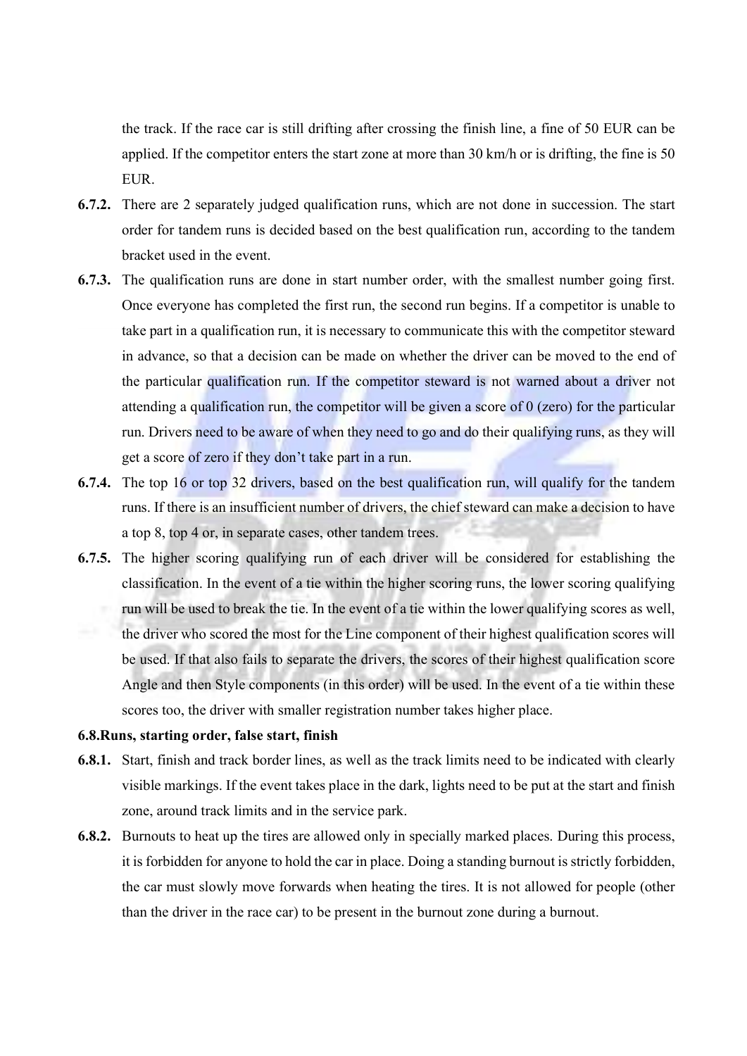the track. If the race car is still drifting after crossing the finish line, a fine of 50 EUR can be applied. If the competitor enters the start zone at more than 30 km/h or is drifting, the fine is 50 EUR.

**6.7.2.** There are 2 separately judged qualification runs, which are not done in succession. The start order for tandem runs is decided based on the best qualification run, according to the tandem bracket used in the event.

**6.7.3.** The qualification runs are done in start number order, with the smallest number going first. Once everyone has completed the first run, the second run begins. If a competitor is unable to take part in a qualification run, it is necessary to communicate this with the competitor steward in advance, so that a decision can be made on whether the driver can be moved to the end of the particular qualification run. If the competitor steward is not warned about a driver not attending a qualification run, the competitor will be given a score of 0 (zero) for the particular run. Drivers need to be aware of when they need to go and do their qualifying runs, as they will get a score of zero if they don't take part in a run.

**6.7.4.** The top 16 or top 32 drivers, based on the best qualification run, will qualify for the tandem runs. If there is an insufficient number of drivers, the chief steward can make a decision to have a top 8, top 4 or, in separate cases, other tandem trees.

**6.7.5.** The higher scoring qualifying run of each driver will be considered for establishing the classification. In the event of a tie within the higher scoring runs, the lower scoring qualifying run will be used to break the tie. In the event of a tie within the lower qualifying scores as well, the driver who scored the most for the Line component of their highest qualification scores will be used. If that also fails to separate the drivers, the scores of their highest qualification score Angle and then Style components (in this order) will be used. In the event of a tie within these scores too, the driver with smaller registration number takes higher place.

**6.8.Runs, starting order, false start, finish**

**6.8.1.** Start, finish and track border lines, as well as the track limits need to be indicated with clearly visible markings. If the event takes place in the dark, lights need to be put at the start and finish zone, around track limits and in the service park.

**6.8.2.** Burnouts to heat up the tires are allowed only in specially marked places. During this process, it is forbidden for anyone to hold the car in place. Doing a standing burnout is strictly forbidden, the car must slowly move forwards when heating the tires. It is not allowed for people (other than the driver in the race car) to be present in the burnout zone during a burnout.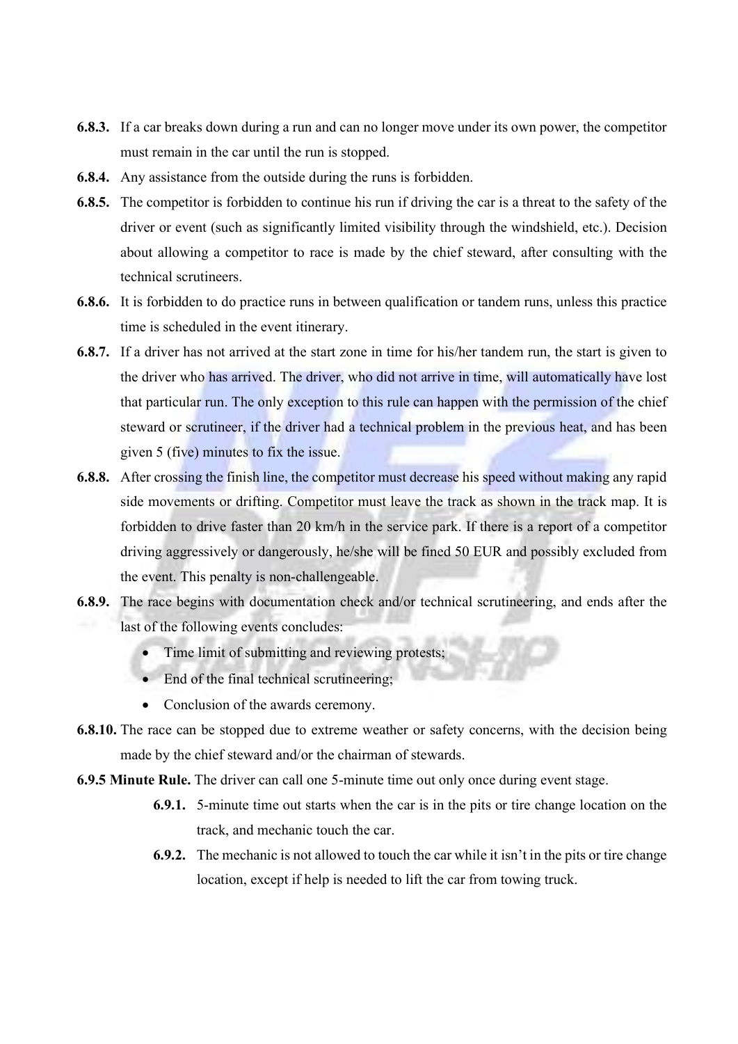**6.8.3.** If a car breaks down during a run and can no longer move under its own power, the competitor must remain in the car until the run is stopped.

**6.8.4.** Any assistance from the outside during the runs is forbidden.

**6.8.5.** The competitor is forbidden to continue his run if driving the car is a threat to the safety of the driver or event (such as significantly limited visibility through the windshield, etc.). Decision about allowing a competitor to race is made by the chief steward, after consulting with the technical scrutineers.

**6.8.6.** It is forbidden to do practice runs in between qualification or tandem runs, unless this practice time is scheduled in the event itinerary.

**6.8.7.** If a driver has not arrived at the start zone in time for his/her tandem run, the start is given to the driver who has arrived. The driver, who did not arrive in time, will automatically have lost that particular run. The only exception to this rule can happen with the permission of the chief steward or scrutineer, if the driver had a technical problem in the previous heat, and has been given 5 (five) minutes to fix the issue.

**6.8.8.** After crossing the finish line, the competitor must decrease his speed without making any rapid side movements or drifting. Competitor must leave the track as shown in the track map. It is forbidden to drive faster than 20 km/h in the service park. If there is a report of a competitor driving aggressively or dangerously, he/she will be fined 50 EUR and possibly excluded from the event. This penalty is non-challengeable.

**6.8.9.** The race begins with documentation check and/or technical scrutineering, and ends after the last of the following events concludes:

- Time limit of submitting and reviewing protests;
- End of the final technical scrutineering;
- Conclusion of the awards ceremony.

**6.8.10.** The race can be stopped due to extreme weather or safety concerns, with the decision being made by the chief steward and/or the chairman of stewards.

**6.9.5 Minute Rule.** The driver can call one 5-minute time out only once during event stage.

**6.9.1.** 5-minute time out starts when the car is in the pits or tire change location on the track, and mechanic touch the car.

**6.9.2.** The mechanic is not allowed to touch the car while it isn't in the pits or tire change location, except if help is needed to lift the car from towing truck.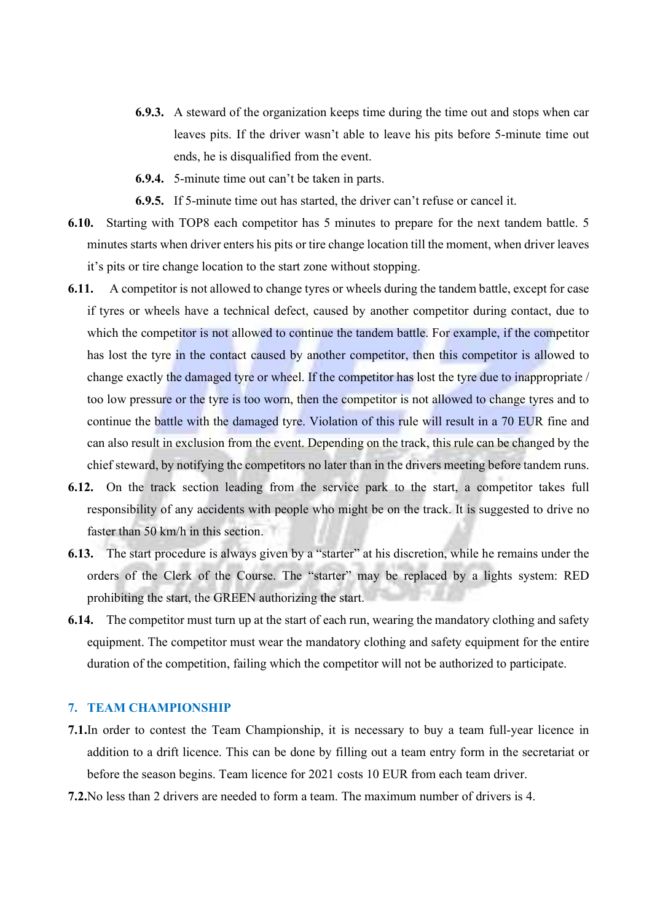- **6.9.3.** A steward of the organization keeps time during the time out and stops when car leaves pits. If the driver wasn't able to leave his pits before 5-minute time out ends, he is disqualified from the event.
- **6.9.4.** 5-minute time out can't be taken in parts.
- **6.9.5.** If 5-minute time out has started, the driver can't refuse or cancel it.

**6.10.** Starting with TOP8 each competitor has 5 minutes to prepare for the next tandem battle. 5 minutes starts when driver enters his pits or tire change location till the moment, when driver leaves it's pits or tire change location to the start zone without stopping.

**6.11.** A competitor is not allowed to change tyres or wheels during the tandem battle, except for case if tyres or wheels have a technical defect, caused by another competitor during contact, due to which the competitor is not allowed to continue the tandem battle. For example, if the competitor has lost the tyre in the contact caused by another competitor, then this competitor is allowed to change exactly the damaged tyre or wheel. If the competitor has lost the tyre due to inappropriate / too low pressure or the tyre is too worn, then the competitor is not allowed to change tyres and to continue the battle with the damaged tyre. Violation of this rule will result in a 70 EUR fine and can also result in exclusion from the event. Depending on the track, this rule can be changed by the chief steward, by notifying the competitors no later than in the drivers meeting before tandem runs.

**6.12.** On the track section leading from the service park to the start, a competitor takes full responsibility of any accidents with people who might be on the track. It is suggested to drive no faster than 50 km/h in this section.

**6.13.** The start procedure is always given by a "starter" at his discretion, while he remains under the orders of the Clerk of the Course. The "starter" may be replaced by a lights system: RED prohibiting the start, the GREEN authorizing the start.

**6.14.** The competitor must turn up at the start of each run, wearing the mandatory clothing and safety equipment. The competitor must wear the mandatory clothing and safety equipment for the entire duration of the competition, failing which the competitor will not be authorized to participate.

## 7. TEAM CHAMPIONSHIP

**7.1.** In order to contest the Team Championship, it is necessary to buy a team full-year licence in addition to a drift licence. This can be done by filling out a team entry form in the secretariat or before the season begins. Team licence for 2021 costs 10 EUR from each team driver.

**7.2.** No less than 2 drivers are needed to form a team. The maximum number of drivers is 4.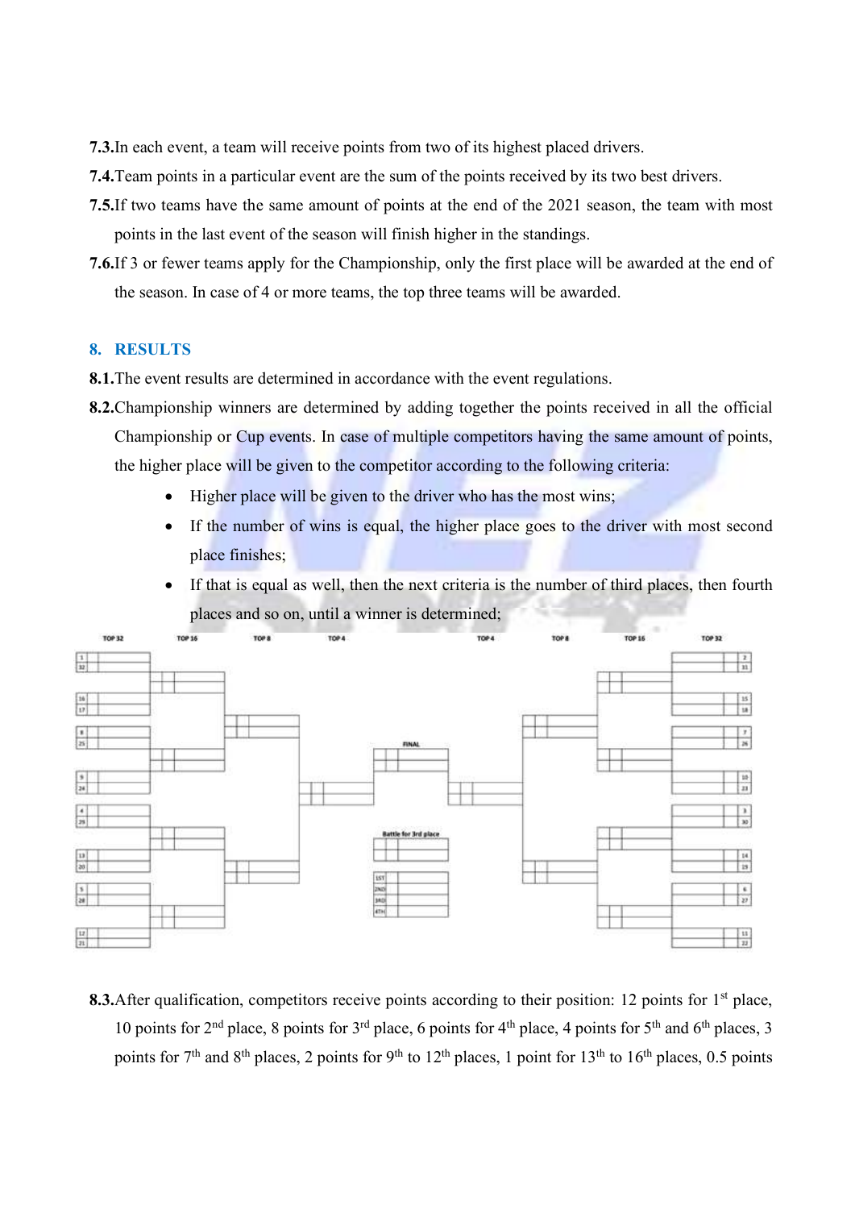**7.3.** In each event, a team will receive points from two of its highest placed drivers.

**7.4.** Team points in a particular event are the sum of the points received by its two best drivers.

**7.5.** If two teams have the same amount of points at the end of the 2021 season, the team with most points in the last event of the season will finish higher in the standings.

**7.6.** If 3 or fewer teams apply for the Championship, only the first place will be awarded at the end of the season. In case of 4 or more teams, the top three teams will be awarded.

## 8. RESULTS

**8.1.** The event results are determined in accordance with the event regulations.

**8.2.** Championship winners are determined by adding together the points received in all the official Championship or Cup events. In case of multiple competitors having the same amount of points, the higher place will be given to the competitor according to the following criteria:

- Higher place will be given to the driver who has the most wins;
- If the number of wins is equal, the higher place goes to the driver with most second place finishes;
- If that is equal as well, then the next criteria is the number of third places, then fourth places and so on, until a winner is determined;

TOP 32 | TOP 16 | TOP 8 | TOP 4 | FINAL | TOP 4 | TOP 8 | TOP 16 | TOP 32

Battle for 3rd place

1ST / 2ND / 3RD / 4TH

**8.3.** After qualification, competitors receive points according to their position: 12 points for 1st place, 10 points for 2nd place, 8 points for 3rd place, 6 points for 4th place, 4 points for 5th and 6th places, 3 points for 7th and 8th places, 2 points for 9th to 12th places, 1 point for 13th to 16th places, 0.5 points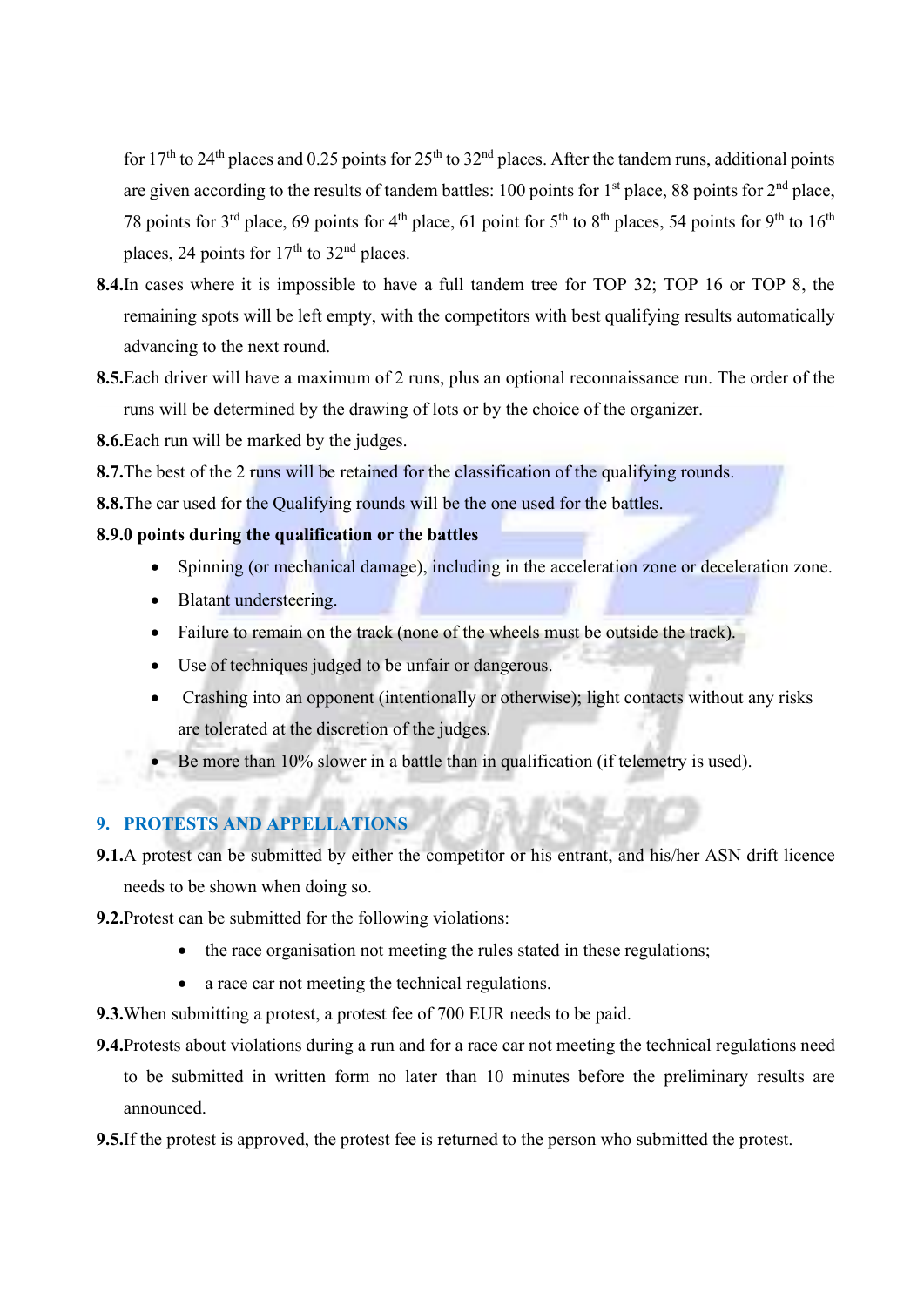for 17th to 24th places and 0.25 points for 25th to 32nd places. After the tandem runs, additional points are given according to the results of tandem battles: 100 points for 1st place, 88 points for 2nd place, 78 points for 3rd place, 69 points for 4th place, 61 point for 5th to 8th places, 54 points for 9th to 16th places, 24 points for 17th to 32nd places.

**8.4.** In cases where it is impossible to have a full tandem tree for TOP 32; TOP 16 or TOP 8, the remaining spots will be left empty, with the competitors with best qualifying results automatically advancing to the next round.

**8.5.** Each driver will have a maximum of 2 runs, plus an optional reconnaissance run. The order of the runs will be determined by the drawing of lots or by the choice of the organizer.

**8.6.** Each run will be marked by the judges.

**8.7.** The best of the 2 runs will be retained for the classification of the qualifying rounds.

**8.8.** The car used for the Qualifying rounds will be the one used for the battles.

**8.9. 0 points during the qualification or the battles**

- Spinning (or mechanical damage), including in the acceleration zone or deceleration zone.
- Blatant understeering.
- Failure to remain on the track (none of the wheels must be outside the track).
- Use of techniques judged to be unfair or dangerous.
- Crashing into an opponent (intentionally or otherwise); light contacts without any risks are tolerated at the discretion of the judges.
- Be more than 10% slower in a battle than in qualification (if telemetry is used).

## 9. PROTESTS AND APPELLATIONS

**9.1.** A protest can be submitted by either the competitor or his entrant, and his/her ASN drift licence needs to be shown when doing so.

**9.2.** Protest can be submitted for the following violations:

- the race organisation not meeting the rules stated in these regulations;
- a race car not meeting the technical regulations.

**9.3.** When submitting a protest, a protest fee of 700 EUR needs to be paid.

**9.4.** Protests about violations during a run and for a race car not meeting the technical regulations need to be submitted in written form no later than 10 minutes before the preliminary results are announced.

**9.5.** If the protest is approved, the protest fee is returned to the person who submitted the protest.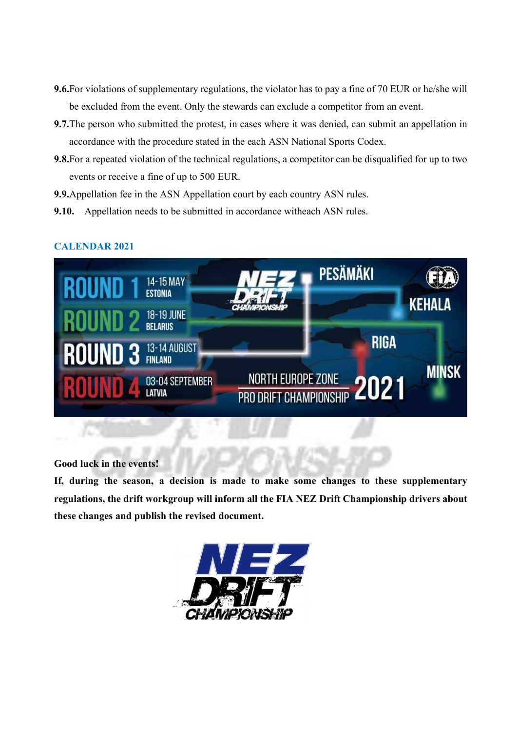9.6. For violations of supplementary regulations, the violator has to pay a fine of 70 EUR or he/she will be excluded from the event. Only the stewards can exclude a competitor from an event.

9.7. The person who submitted the protest, in cases where it was denied, can submit an appellation in accordance with the procedure stated in the each ASN National Sports Codex.

9.8. For a repeated violation of the technical regulations, a competitor can be disqualified for up to two events or receive a fine of up to 500 EUR.

9.9. Appellation fee in the ASN Appellation court by each country ASN rules.

9.10. Appellation needs to be submitted in accordance witheach ASN rules.

## CALENDAR 2021

ROUND 1 14-15 MAY ESTONIA

ROUND 2 18-19 JUNE BELARUS

ROUND 3 13-14 AUGUST FINLAND

ROUND 4 03-04 SEPTEMBER LATVIA

NEZ DRIFT CHAMPIONSHIP

PESÄMÄKI

KEHALA

RIGA

MINSK

NORTH EUROPE ZONE PRO DRIFT CHAMPIONSHIP 2021

**Good luck in the events!**

**If, during the season, a decision is made to make some changes to these supplementary regulations, the drift workgroup will inform all the FIA NEZ Drift Championship drivers about these changes and publish the revised document.**

NEZ DRIFT CHAMPIONSHIP